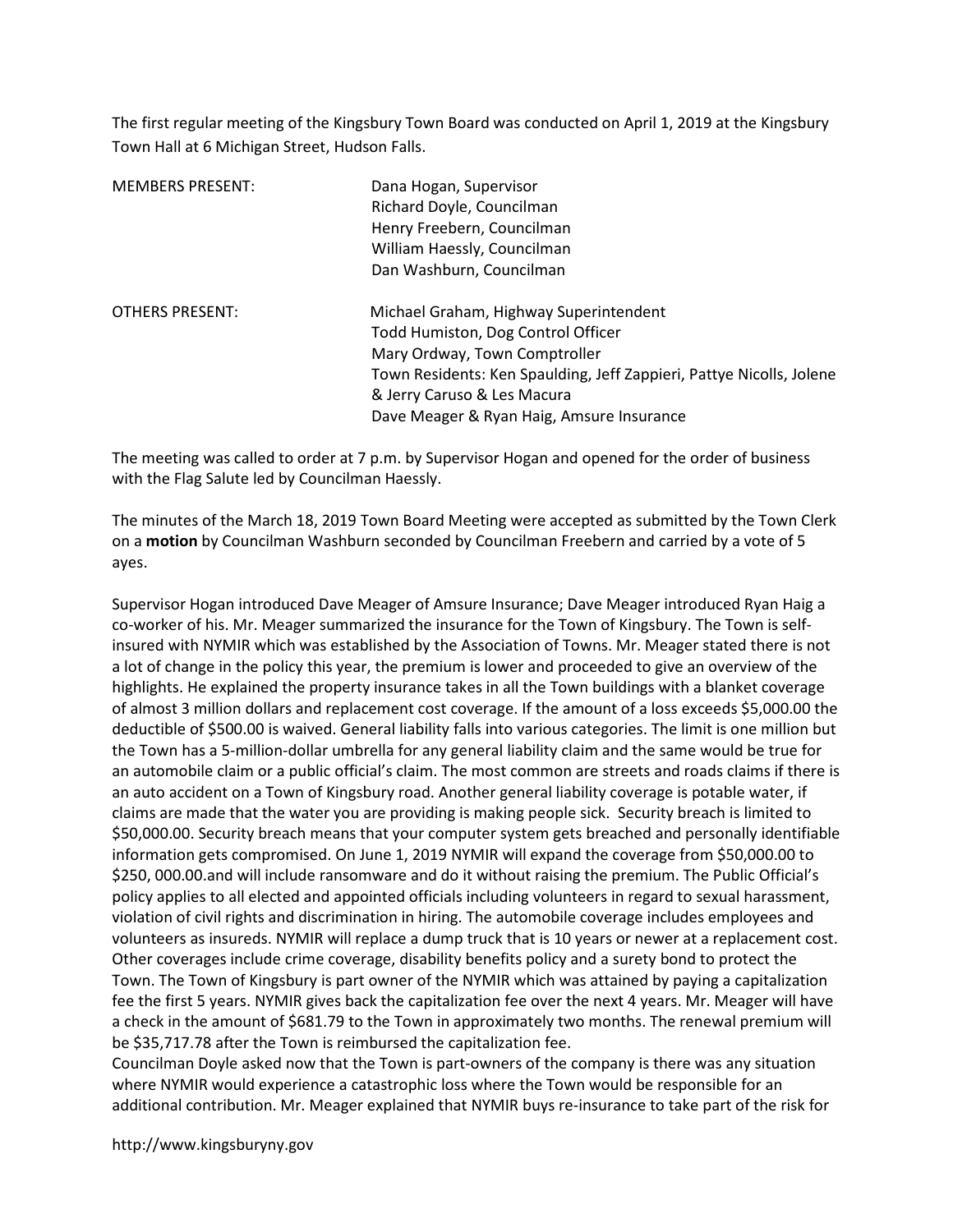The first regular meeting of the Kingsbury Town Board was conducted on April 1, 2019 at the Kingsbury Town Hall at 6 Michigan Street, Hudson Falls.

| MEMBERS PRESENT: | Dana Hogan, Supervisor<br>Richard Doyle, Councilman<br>Henry Freebern, Councilman<br>William Haessly, Councilman<br>Dan Washburn, Councilman |
|---|---|
| OTHERS PRESENT: | Michael Graham, Highway Superintendent<br>Todd Humiston, Dog Control Officer<br>Mary Ordway, Town Comptroller<br>Town Residents: Ken Spaulding, Jeff Zappieri, Pattye Nicolls, Jolene & Jerry Caruso & Les Macura<br>Dave Meager & Ryan Haig, Amsure Insurance |

The meeting was called to order at 7 p.m. by Supervisor Hogan and opened for the order of business with the Flag Salute led by Councilman Haessly.

The minutes of the March 18, 2019 Town Board Meeting were accepted as submitted by the Town Clerk on a **motion** by Councilman Washburn seconded by Councilman Freebern and carried by a vote of 5 ayes.

Supervisor Hogan introduced Dave Meager of Amsure Insurance; Dave Meager introduced Ryan Haig a co-worker of his. Mr. Meager summarized the insurance for the Town of Kingsbury. The Town is self-insured with NYMIR which was established by the Association of Towns. Mr. Meager stated there is not a lot of change in the policy this year, the premium is lower and proceeded to give an overview of the highlights. He explained the property insurance takes in all the Town buildings with a blanket coverage of almost 3 million dollars and replacement cost coverage. If the amount of a loss exceeds $5,000.00 the deductible of $500.00 is waived. General liability falls into various categories. The limit is one million but the Town has a 5-million-dollar umbrella for any general liability claim and the same would be true for an automobile claim or a public official's claim. The most common are streets and roads claims if there is an auto accident on a Town of Kingsbury road. Another general liability coverage is potable water, if claims are made that the water you are providing is making people sick. Security breach is limited to $50,000.00. Security breach means that your computer system gets breached and personally identifiable information gets compromised. On June 1, 2019 NYMIR will expand the coverage from $50,000.00 to $250, 000.00.and will include ransomware and do it without raising the premium. The Public Official's policy applies to all elected and appointed officials including volunteers in regard to sexual harassment, violation of civil rights and discrimination in hiring. The automobile coverage includes employees and volunteers as insureds. NYMIR will replace a dump truck that is 10 years or newer at a replacement cost. Other coverages include crime coverage, disability benefits policy and a surety bond to protect the Town. The Town of Kingsbury is part owner of the NYMIR which was attained by paying a capitalization fee the first 5 years. NYMIR gives back the capitalization fee over the next 4 years. Mr. Meager will have a check in the amount of $681.79 to the Town in approximately two months. The renewal premium will be $35,717.78 after the Town is reimbursed the capitalization fee.

Councilman Doyle asked now that the Town is part-owners of the company is there was any situation where NYMIR would experience a catastrophic loss where the Town would be responsible for an additional contribution. Mr. Meager explained that NYMIR buys re-insurance to take part of the risk for

http://www.kingsburyny.gov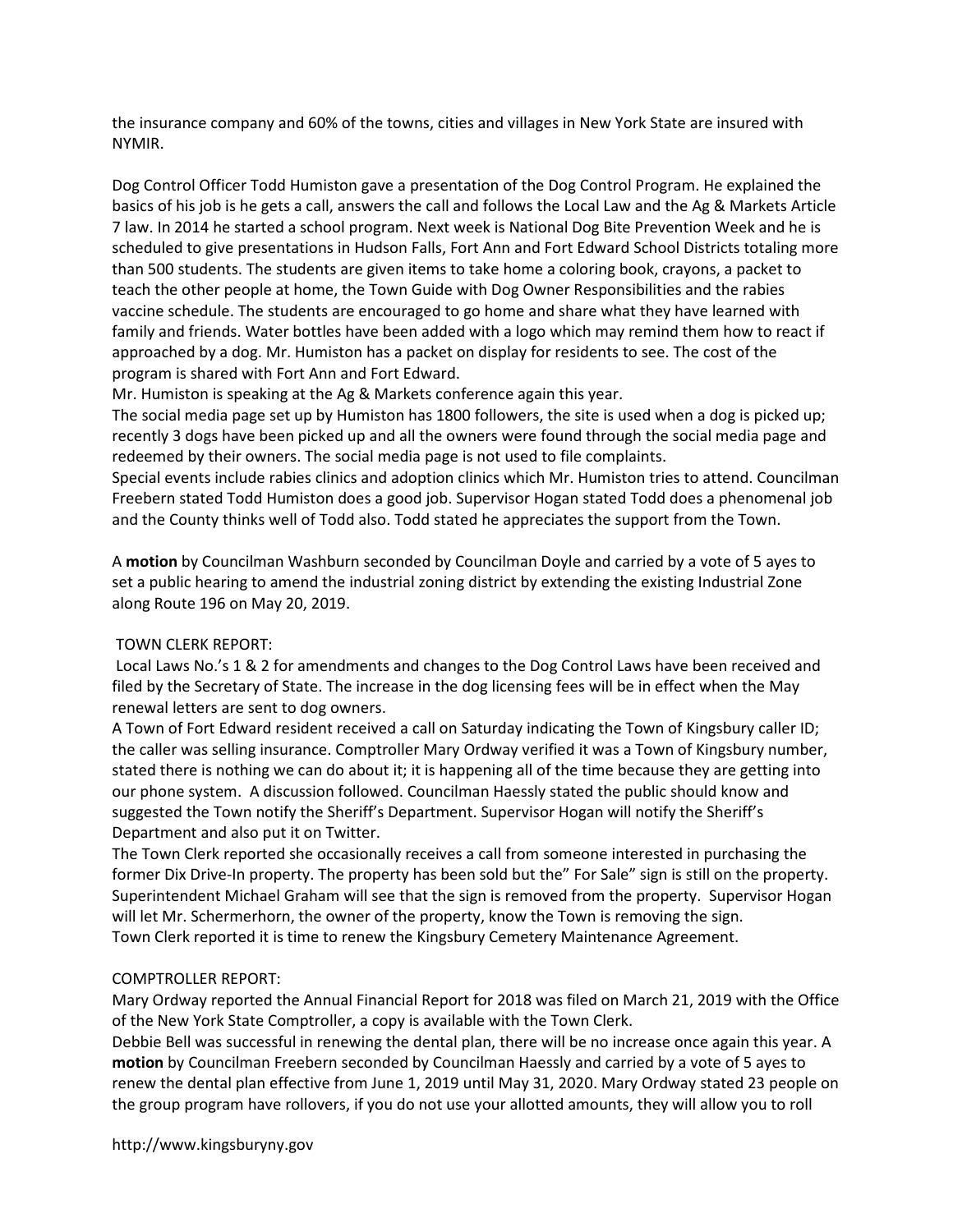the insurance company and 60% of the towns, cities and villages in New York State are insured with NYMIR.

Dog Control Officer Todd Humiston gave a presentation of the Dog Control Program. He explained the basics of his job is he gets a call, answers the call and follows the Local Law and the Ag & Markets Article 7 law. In 2014 he started a school program. Next week is National Dog Bite Prevention Week and he is scheduled to give presentations in Hudson Falls, Fort Ann and Fort Edward School Districts totaling more than 500 students. The students are given items to take home a coloring book, crayons, a packet to teach the other people at home, the Town Guide with Dog Owner Responsibilities and the rabies vaccine schedule. The students are encouraged to go home and share what they have learned with family and friends. Water bottles have been added with a logo which may remind them how to react if approached by a dog. Mr. Humiston has a packet on display for residents to see. The cost of the program is shared with Fort Ann and Fort Edward.
Mr. Humiston is speaking at the Ag & Markets conference again this year.
The social media page set up by Humiston has 1800 followers, the site is used when a dog is picked up; recently 3 dogs have been picked up and all the owners were found through the social media page and redeemed by their owners. The social media page is not used to file complaints.
Special events include rabies clinics and adoption clinics which Mr. Humiston tries to attend. Councilman Freebern stated Todd Humiston does a good job. Supervisor Hogan stated Todd does a phenomenal job and the County thinks well of Todd also. Todd stated he appreciates the support from the Town.

A **motion** by Councilman Washburn seconded by Councilman Doyle and carried by a vote of 5 ayes to set a public hearing to amend the industrial zoning district by extending the existing Industrial Zone along Route 196 on May 20, 2019.

TOWN CLERK REPORT:
Local Laws No.'s 1 & 2 for amendments and changes to the Dog Control Laws have been received and filed by the Secretary of State. The increase in the dog licensing fees will be in effect when the May renewal letters are sent to dog owners.
A Town of Fort Edward resident received a call on Saturday indicating the Town of Kingsbury caller ID; the caller was selling insurance. Comptroller Mary Ordway verified it was a Town of Kingsbury number, stated there is nothing we can do about it; it is happening all of the time because they are getting into our phone system. A discussion followed. Councilman Haessly stated the public should know and suggested the Town notify the Sheriff's Department. Supervisor Hogan will notify the Sheriff's Department and also put it on Twitter.
The Town Clerk reported she occasionally receives a call from someone interested in purchasing the former Dix Drive-In property. The property has been sold but the" For Sale" sign is still on the property. Superintendent Michael Graham will see that the sign is removed from the property. Supervisor Hogan will let Mr. Schermerhorn, the owner of the property, know the Town is removing the sign.
Town Clerk reported it is time to renew the Kingsbury Cemetery Maintenance Agreement.

COMPTROLLER REPORT:
Mary Ordway reported the Annual Financial Report for 2018 was filed on March 21, 2019 with the Office of the New York State Comptroller, a copy is available with the Town Clerk.
Debbie Bell was successful in renewing the dental plan, there will be no increase once again this year. A **motion** by Councilman Freebern seconded by Councilman Haessly and carried by a vote of 5 ayes to renew the dental plan effective from June 1, 2019 until May 31, 2020. Mary Ordway stated 23 people on the group program have rollovers, if you do not use your allotted amounts, they will allow you to roll

http://www.kingsburyny.gov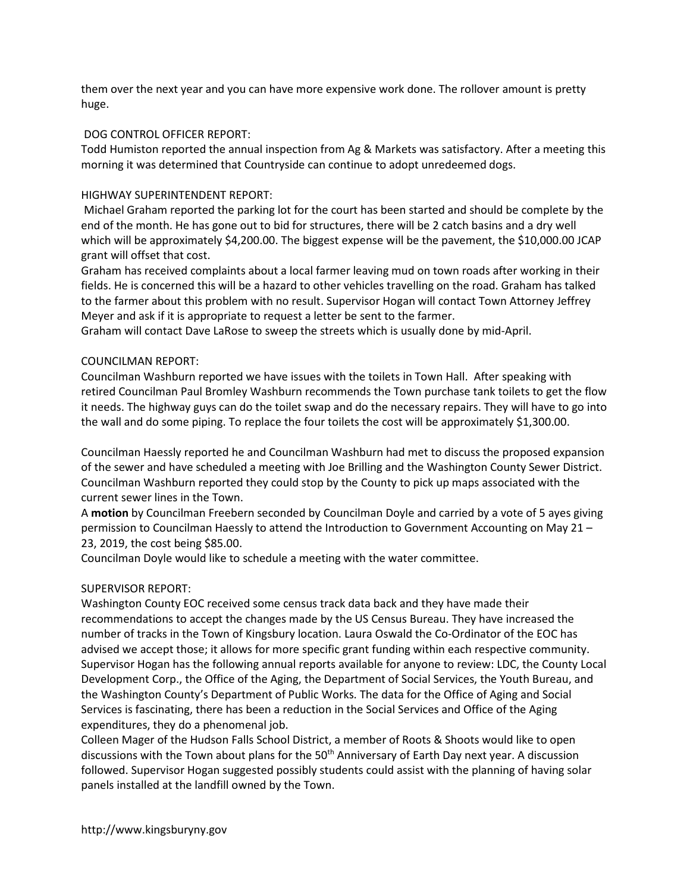them over the next year and you can have more expensive work done. The rollover amount is pretty huge.

DOG CONTROL OFFICER REPORT:
Todd Humiston reported the annual inspection from Ag & Markets was satisfactory. After a meeting this morning it was determined that Countryside can continue to adopt unredeemed dogs.

HIGHWAY SUPERINTENDENT REPORT:
Michael Graham reported the parking lot for the court has been started and should be complete by the end of the month. He has gone out to bid for structures, there will be 2 catch basins and a dry well which will be approximately $4,200.00. The biggest expense will be the pavement, the $10,000.00 JCAP grant will offset that cost.
Graham has received complaints about a local farmer leaving mud on town roads after working in their fields. He is concerned this will be a hazard to other vehicles travelling on the road. Graham has talked to the farmer about this problem with no result. Supervisor Hogan will contact Town Attorney Jeffrey Meyer and ask if it is appropriate to request a letter be sent to the farmer.
Graham will contact Dave LaRose to sweep the streets which is usually done by mid-April.

COUNCILMAN REPORT:
Councilman Washburn reported we have issues with the toilets in Town Hall. After speaking with retired Councilman Paul Bromley Washburn recommends the Town purchase tank toilets to get the flow it needs. The highway guys can do the toilet swap and do the necessary repairs. They will have to go into the wall and do some piping. To replace the four toilets the cost will be approximately $1,300.00.

Councilman Haessly reported he and Councilman Washburn had met to discuss the proposed expansion of the sewer and have scheduled a meeting with Joe Brilling and the Washington County Sewer District. Councilman Washburn reported they could stop by the County to pick up maps associated with the current sewer lines in the Town.
A **motion** by Councilman Freebern seconded by Councilman Doyle and carried by a vote of 5 ayes giving permission to Councilman Haessly to attend the Introduction to Government Accounting on May 21 – 23, 2019, the cost being $85.00.
Councilman Doyle would like to schedule a meeting with the water committee.

SUPERVISOR REPORT:
Washington County EOC received some census track data back and they have made their recommendations to accept the changes made by the US Census Bureau. They have increased the number of tracks in the Town of Kingsbury location. Laura Oswald the Co-Ordinator of the EOC has advised we accept those; it allows for more specific grant funding within each respective community.
Supervisor Hogan has the following annual reports available for anyone to review: LDC, the County Local Development Corp., the Office of the Aging, the Department of Social Services, the Youth Bureau, and the Washington County's Department of Public Works. The data for the Office of Aging and Social Services is fascinating, there has been a reduction in the Social Services and Office of the Aging expenditures, they do a phenomenal job.
Colleen Mager of the Hudson Falls School District, a member of Roots & Shoots would like to open discussions with the Town about plans for the 50th Anniversary of Earth Day next year. A discussion followed. Supervisor Hogan suggested possibly students could assist with the planning of having solar panels installed at the landfill owned by the Town.

http://www.kingsburyny.gov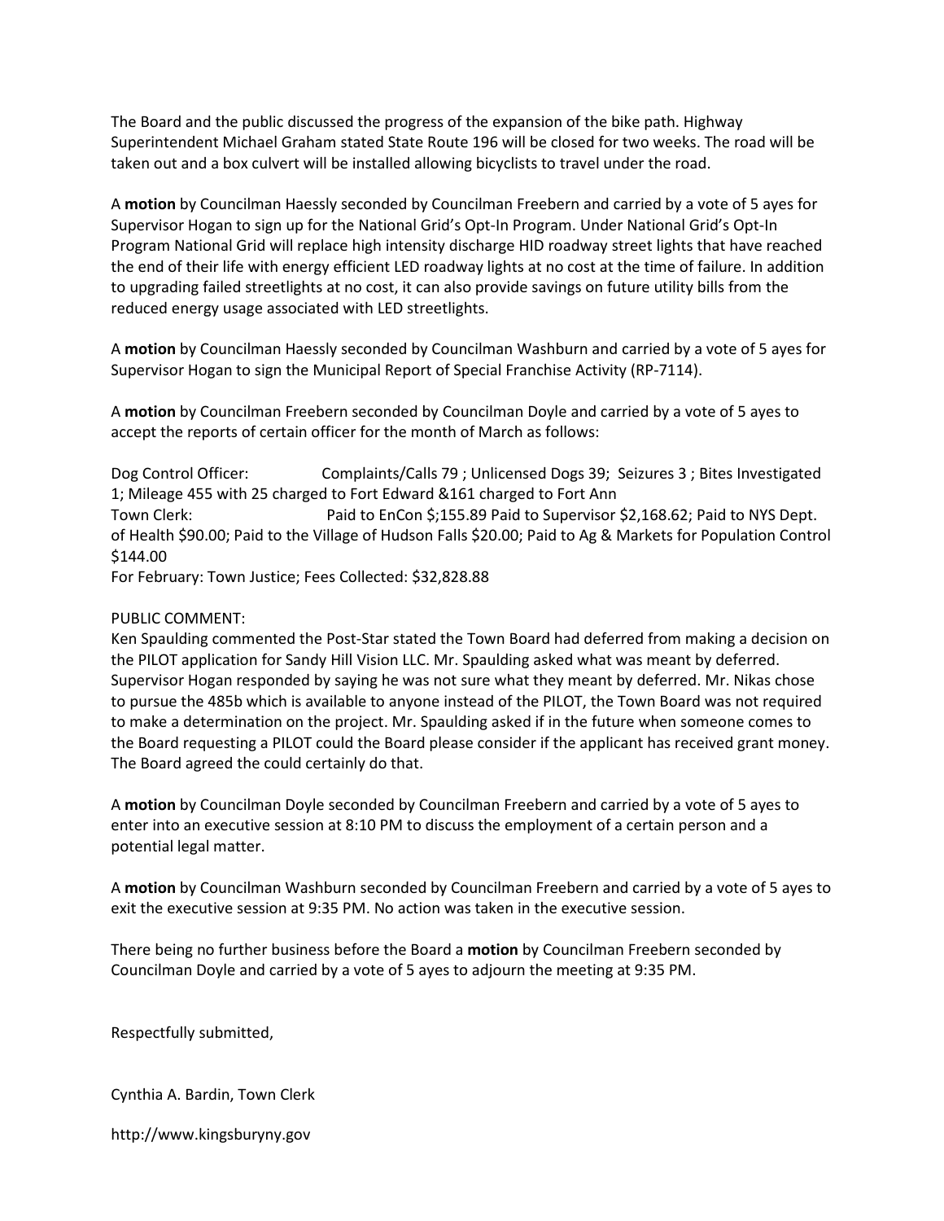The Board and the public discussed the progress of the expansion of the bike path. Highway Superintendent Michael Graham stated State Route 196 will be closed for two weeks. The road will be taken out and a box culvert will be installed allowing bicyclists to travel under the road.

A **motion** by Councilman Haessly seconded by Councilman Freebern and carried by a vote of 5 ayes for Supervisor Hogan to sign up for the National Grid's Opt-In Program. Under National Grid's Opt-In Program National Grid will replace high intensity discharge HID roadway street lights that have reached the end of their life with energy efficient LED roadway lights at no cost at the time of failure. In addition to upgrading failed streetlights at no cost, it can also provide savings on future utility bills from the reduced energy usage associated with LED streetlights.

A **motion** by Councilman Haessly seconded by Councilman Washburn and carried by a vote of 5 ayes for Supervisor Hogan to sign the Municipal Report of Special Franchise Activity (RP-7114).

A **motion** by Councilman Freebern seconded by Councilman Doyle and carried by a vote of 5 ayes to accept the reports of certain officer for the month of March as follows:

Dog Control Officer: Complaints/Calls 79 ; Unlicensed Dogs 39; Seizures 3 ; Bites Investigated 1; Mileage 455 with 25 charged to Fort Edward &161 charged to Fort Ann
Town Clerk: Paid to EnCon $;155.89 Paid to Supervisor $2,168.62; Paid to NYS Dept. of Health $90.00; Paid to the Village of Hudson Falls $20.00; Paid to Ag & Markets for Population Control $144.00
For February: Town Justice; Fees Collected: $32,828.88

PUBLIC COMMENT:
Ken Spaulding commented the Post-Star stated the Town Board had deferred from making a decision on the PILOT application for Sandy Hill Vision LLC. Mr. Spaulding asked what was meant by deferred. Supervisor Hogan responded by saying he was not sure what they meant by deferred. Mr. Nikas chose to pursue the 485b which is available to anyone instead of the PILOT, the Town Board was not required to make a determination on the project. Mr. Spaulding asked if in the future when someone comes to the Board requesting a PILOT could the Board please consider if the applicant has received grant money. The Board agreed the could certainly do that.

A **motion** by Councilman Doyle seconded by Councilman Freebern and carried by a vote of 5 ayes to enter into an executive session at 8:10 PM to discuss the employment of a certain person and a potential legal matter.

A **motion** by Councilman Washburn seconded by Councilman Freebern and carried by a vote of 5 ayes to exit the executive session at 9:35 PM. No action was taken in the executive session.

There being no further business before the Board a **motion** by Councilman Freebern seconded by Councilman Doyle and carried by a vote of 5 ayes to adjourn the meeting at 9:35 PM.

Respectfully submitted,

Cynthia A. Bardin, Town Clerk

http://www.kingsburyny.gov